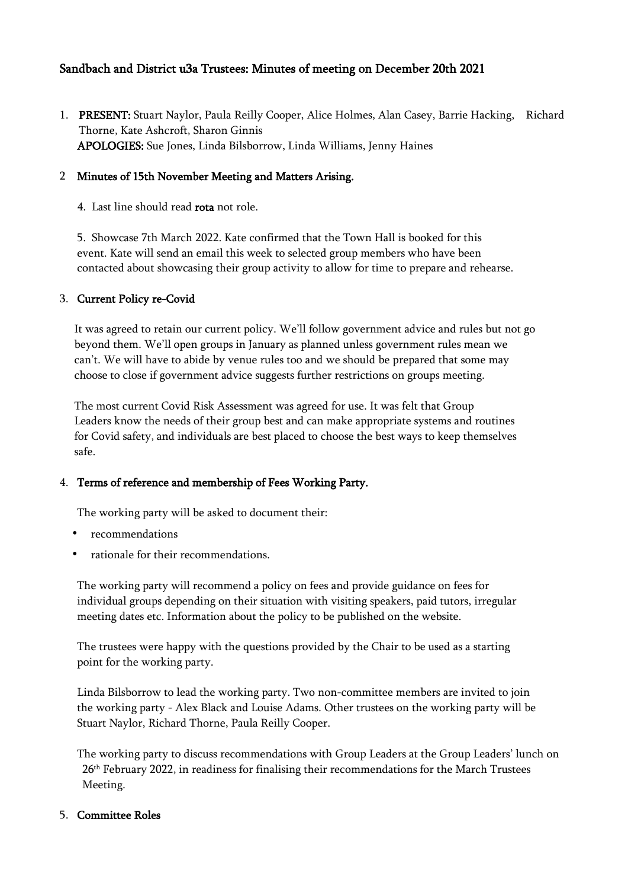# Sandbach and District u3a Trustees: Minutes of meeting on December 20th 2021

1. **PRESENT:** Stuart Naylor, Paula Reilly Cooper, Alice Holmes, Alan Casey, Barrie Hacking, Richard Thorne, Kate Ashcroft, Sharon Ginnis
   **APOLOGIES:** Sue Jones, Linda Bilsborrow, Linda Williams, Jenny Haines

2. **Minutes of 15th November Meeting and Matters Arising.**

   4. Last line should read **rota** not role.

   5. Showcase 7th March 2022. Kate confirmed that the Town Hall is booked for this event. Kate will send an email this week to selected group members who have been contacted about showcasing their group activity to allow for time to prepare and rehearse.

3. **Current Policy re-Covid**

   It was agreed to retain our current policy. We'll follow government advice and rules but not go beyond them. We'll open groups in January as planned unless government rules mean we can't. We will have to abide by venue rules too and we should be prepared that some may choose to close if government advice suggests further restrictions on groups meeting.

   The most current Covid Risk Assessment was agreed for use. It was felt that Group Leaders know the needs of their group best and can make appropriate systems and routines for Covid safety, and individuals are best placed to choose the best ways to keep themselves safe.

4. **Terms of reference and membership of Fees Working Party.**

   The working party will be asked to document their:

   - recommendations
   - rationale for their recommendations.

   The working party will recommend a policy on fees and provide guidance on fees for individual groups depending on their situation with visiting speakers, paid tutors, irregular meeting dates etc. Information about the policy to be published on the website.

   The trustees were happy with the questions provided by the Chair to be used as a starting point for the working party.

   Linda Bilsborrow to lead the working party. Two non-committee members are invited to join the working party - Alex Black and Louise Adams. Other trustees on the working party will be Stuart Naylor, Richard Thorne, Paula Reilly Cooper.

   The working party to discuss recommendations with Group Leaders at the Group Leaders' lunch on 26th February 2022, in readiness for finalising their recommendations for the March Trustees Meeting.

5. **Committee Roles**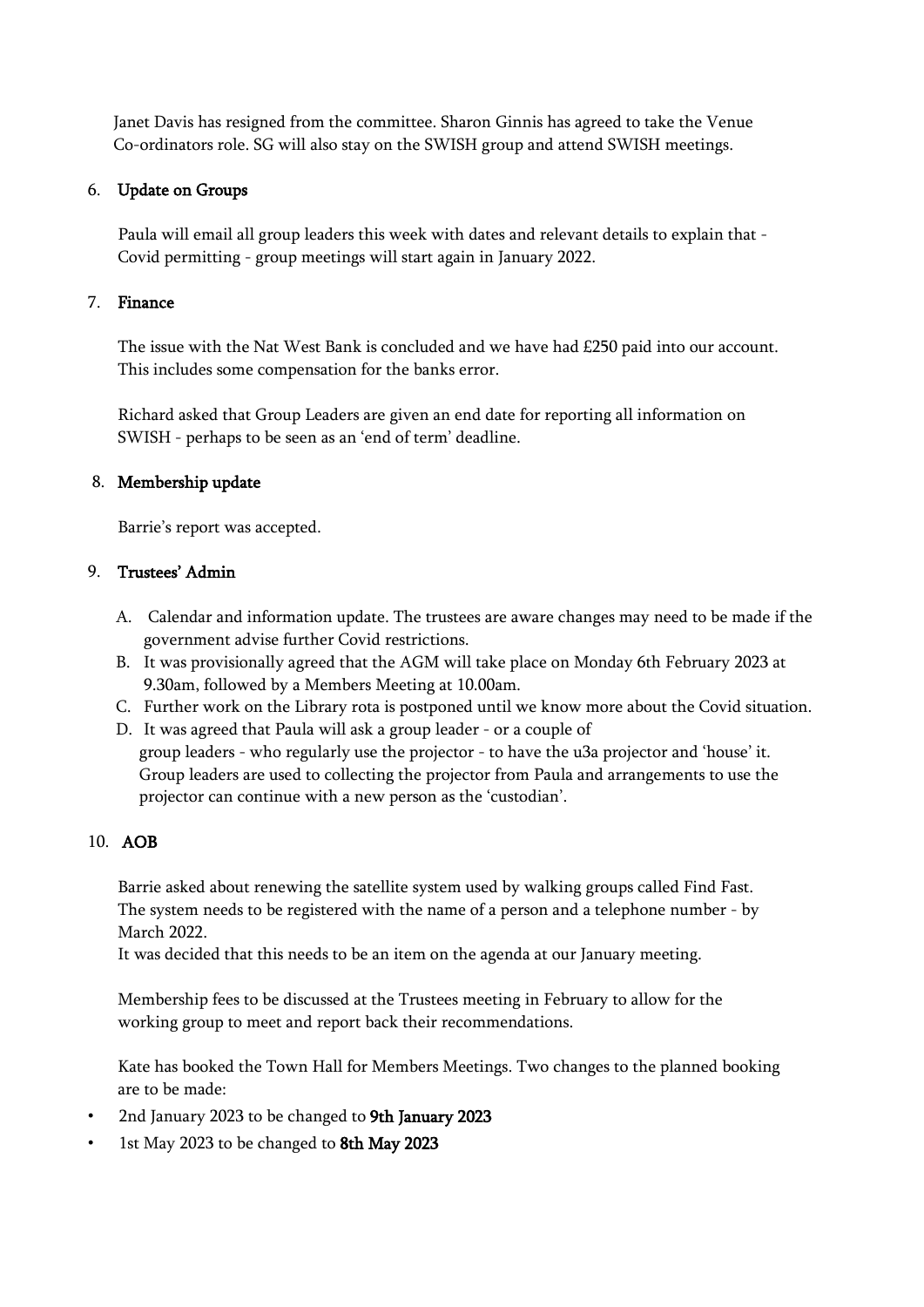Janet Davis has resigned from the committee. Sharon Ginnis has agreed to take the Venue Co-ordinators role. SG will also stay on the SWISH group and attend SWISH meetings.

6. **Update on Groups**

   Paula will email all group leaders this week with dates and relevant details to explain that - Covid permitting - group meetings will start again in January 2022.

7. **Finance**

   The issue with the Nat West Bank is concluded and we have had £250 paid into our account. This includes some compensation for the banks error.

   Richard asked that Group Leaders are given an end date for reporting all information on SWISH - perhaps to be seen as an 'end of term' deadline.

8. **Membership update**

   Barrie's report was accepted.

9. **Trustees' Admin**

   A. Calendar and information update. The trustees are aware changes may need to be made if the government advise further Covid restrictions.
   B. It was provisionally agreed that the AGM will take place on Monday 6th February 2023 at 9.30am, followed by a Members Meeting at 10.00am.
   C. Further work on the Library rota is postponed until we know more about the Covid situation.
   D. It was agreed that Paula will ask a group leader - or a couple of group leaders - who regularly use the projector - to have the u3a projector and 'house' it. Group leaders are used to collecting the projector from Paula and arrangements to use the projector can continue with a new person as the 'custodian'.

10. **AOB**

    Barrie asked about renewing the satellite system used by walking groups called Find Fast. The system needs to be registered with the name of a person and a telephone number - by March 2022.
    It was decided that this needs to be an item on the agenda at our January meeting.

    Membership fees to be discussed at the Trustees meeting in February to allow for the working group to meet and report back their recommendations.

    Kate has booked the Town Hall for Members Meetings. Two changes to the planned booking are to be made:

- 2nd January 2023 to be changed to **9th January 2023**
- 1st May 2023 to be changed to **8th May 2023**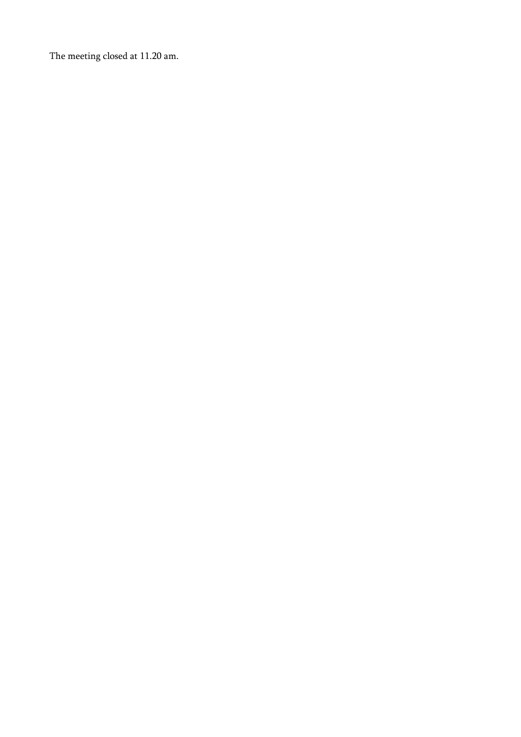The meeting closed at 11.20 am.